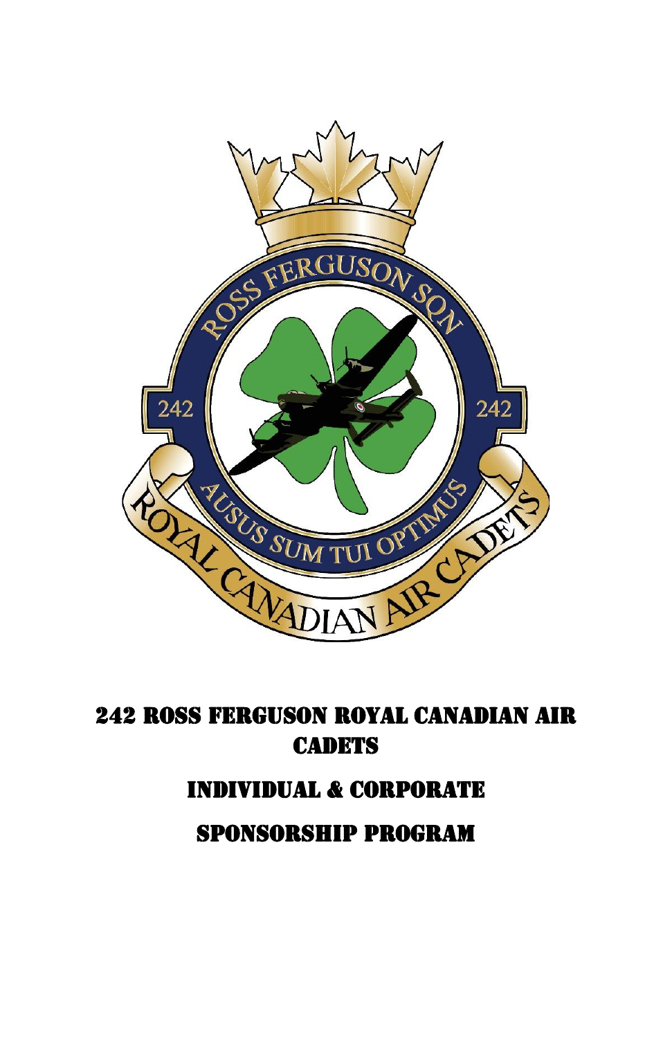# 242 Ross Ferguson Royal Canadian Air Cadets

## Individual & Corporate

## Sponsorship Program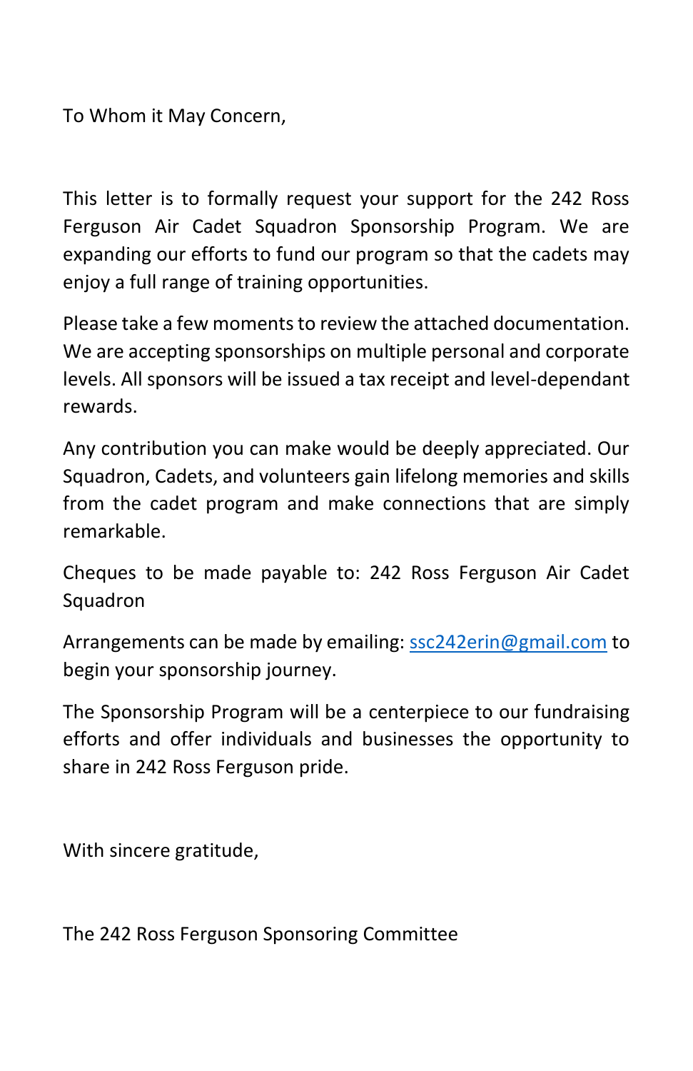To Whom it May Concern,

This letter is to formally request your support for the 242 Ross Ferguson Air Cadet Squadron Sponsorship Program. We are expanding our efforts to fund our program so that the cadets may enjoy a full range of training opportunities.

Please take a few moments to review the attached documentation. We are accepting sponsorships on multiple personal and corporate levels. All sponsors will be issued a tax receipt and level-dependant rewards.

Any contribution you can make would be deeply appreciated. Our Squadron, Cadets, and volunteers gain lifelong memories and skills from the cadet program and make connections that are simply remarkable.

Cheques to be made payable to: 242 Ross Ferguson Air Cadet Squadron

Arrangements can be made by emailing: ssc242erin@gmail.com to begin your sponsorship journey.

The Sponsorship Program will be a centerpiece to our fundraising efforts and offer individuals and businesses the opportunity to share in 242 Ross Ferguson pride.

With sincere gratitude,

The 242 Ross Ferguson Sponsoring Committee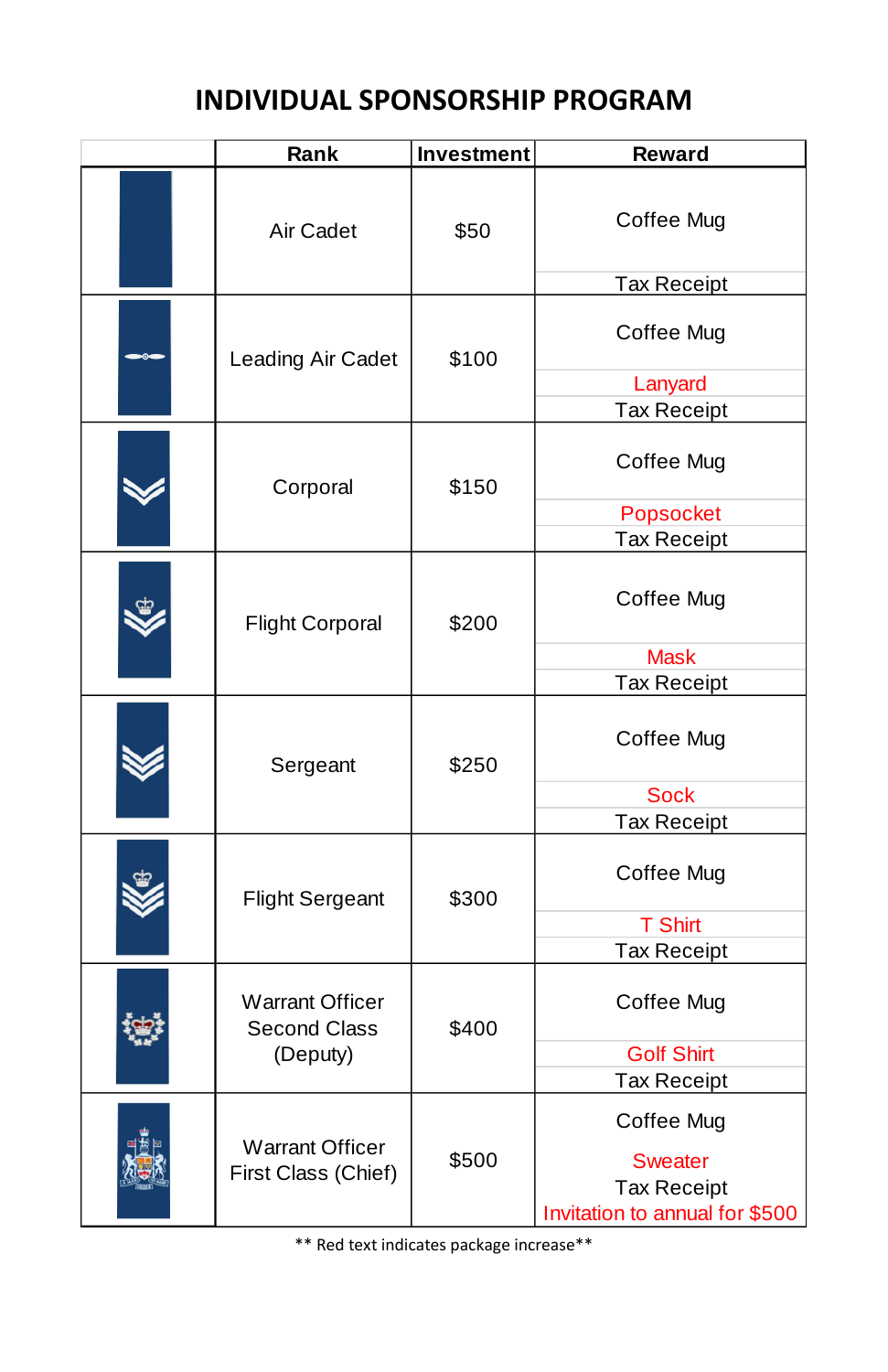# INDIVIDUAL SPONSORSHIP PROGRAM

| | Rank | Investment | Reward |
|---|---|---|---|
| | Air Cadet | $50 | Coffee Mug<br>Tax Receipt |
| | Leading Air Cadet | $100 | Coffee Mug<br>Lanyard<br>Tax Receipt |
| | Corporal | $150 | Coffee Mug<br>Popsocket<br>Tax Receipt |
| | Flight Corporal | $200 | Coffee Mug<br>Mask<br>Tax Receipt |
| | Sergeant | $250 | Coffee Mug<br>Sock<br>Tax Receipt |
| | Flight Sergeant | $300 | Coffee Mug<br>T Shirt<br>Tax Receipt |
| | Warrant Officer Second Class (Deputy) | $400 | Coffee Mug<br>Golf Shirt<br>Tax Receipt |
| | Warrant Officer First Class (Chief) | $500 | Coffee Mug<br>Sweater<br>Tax Receipt<br>Invitation to annual for $500 |

** Red text indicates package increase**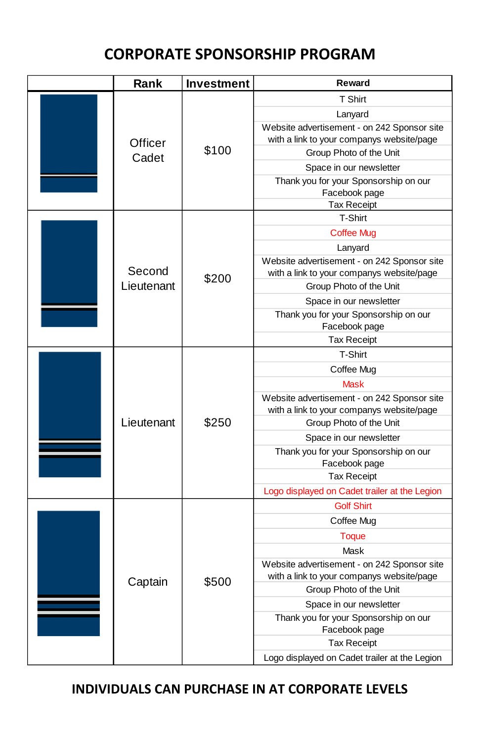# CORPORATE SPONSORSHIP PROGRAM

| | Rank | Investment | Reward |
|---|---|---|---|
| | Officer Cadet | $100 | T Shirt<br>Lanyard<br>Website advertisement - on 242 Sponsor site with a link to your companys website/page<br>Group Photo of the Unit<br>Space in our newsletter<br>Thank you for your Sponsorship on our Facebook page<br>Tax Receipt |
| | Second Lieutenant | $200 | T-Shirt<br>Coffee Mug<br>Lanyard<br>Website advertisement - on 242 Sponsor site with a link to your companys website/page<br>Group Photo of the Unit<br>Space in our newsletter<br>Thank you for your Sponsorship on our Facebook page<br>Tax Receipt |
| | Lieutenant | $250 | T-Shirt<br>Coffee Mug<br>Mask<br>Website advertisement - on 242 Sponsor site with a link to your companys website/page<br>Group Photo of the Unit<br>Space in our newsletter<br>Thank you for your Sponsorship on our Facebook page<br>Tax Receipt<br>Logo displayed on Cadet trailer at the Legion |
| | Captain | $500 | Golf Shirt<br>Coffee Mug<br>Toque<br>Mask<br>Website advertisement - on 242 Sponsor site with a link to your companys website/page<br>Group Photo of the Unit<br>Space in our newsletter<br>Thank you for your Sponsorship on our Facebook page<br>Tax Receipt<br>Logo displayed on Cadet trailer at the Legion |

**INDIVIDUALS CAN PURCHASE IN AT CORPORATE LEVELS**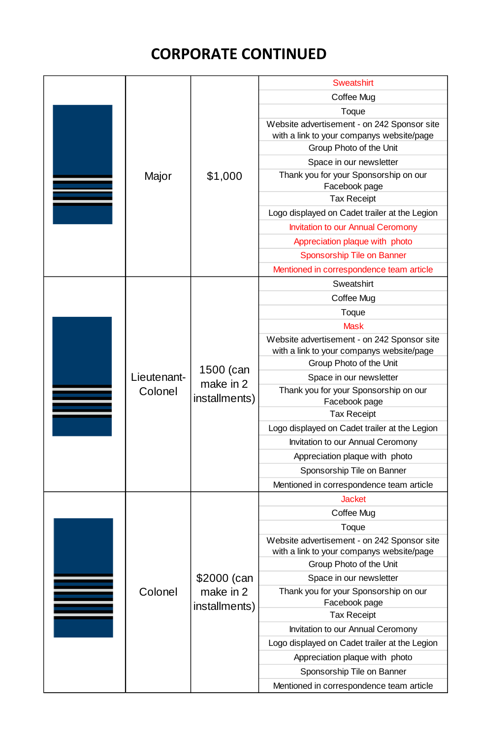# CORPORATE CONTINUED

| | | | |
|---|---|---|---|
| | Major | $1,000 | Sweatshirt<br>Coffee Mug<br>Toque<br>Website advertisement - on 242 Sponsor site with a link to your companys website/page<br>Group Photo of the Unit<br>Space in our newsletter<br>Thank you for your Sponsorship on our Facebook page<br>Tax Receipt<br>Logo displayed on Cadet trailer at the Legion<br>Invitation to our Annual Ceromony<br>Appreciation plaque with photo<br>Sponsorship Tile on Banner<br>Mentioned in correspondence team article |
| | Lieutenant-Colonel | 1500 (can make in 2 installments) | Sweatshirt<br>Coffee Mug<br>Toque<br>Mask<br>Website advertisement - on 242 Sponsor site with a link to your companys website/page<br>Group Photo of the Unit<br>Space in our newsletter<br>Thank you for your Sponsorship on our Facebook page<br>Tax Receipt<br>Logo displayed on Cadet trailer at the Legion<br>Invitation to our Annual Ceromony<br>Appreciation plaque with photo<br>Sponsorship Tile on Banner<br>Mentioned in correspondence team article |
| | Colonel | $2000 (can make in 2 installments) | Jacket<br>Coffee Mug<br>Toque<br>Website advertisement - on 242 Sponsor site with a link to your companys website/page<br>Group Photo of the Unit<br>Space in our newsletter<br>Thank you for your Sponsorship on our Facebook page<br>Tax Receipt<br>Invitation to our Annual Ceromony<br>Logo displayed on Cadet trailer at the Legion<br>Appreciation plaque with photo<br>Sponsorship Tile on Banner<br>Mentioned in correspondence team article |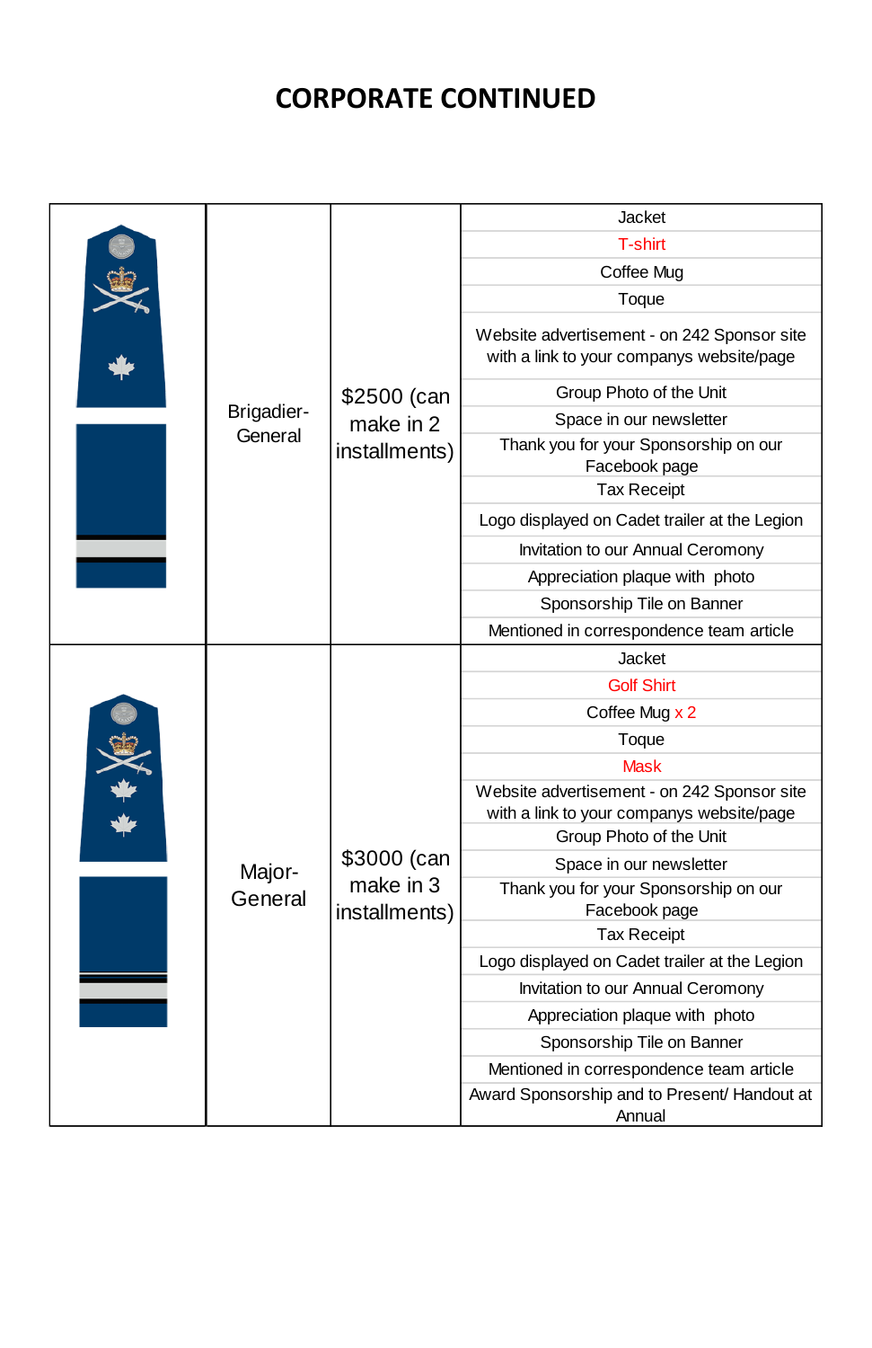# CORPORATE CONTINUED

| | Rank | Amount | Benefits |
|---|---|---|---|
| | Brigadier-General | $2500 (can make in 2 installments) | Jacket |
| | | | T-shirt |
| | | | Coffee Mug |
| | | | Toque |
| | | | Website advertisement - on 242 Sponsor site with a link to your companys website/page |
| | | | Group Photo of the Unit |
| | | | Space in our newsletter |
| | | | Thank you for your Sponsorship on our Facebook page |
| | | | Tax Receipt |
| | | | Logo displayed on Cadet trailer at the Legion |
| | | | Invitation to our Annual Ceromony |
| | | | Appreciation plaque with photo |
| | | | Sponsorship Tile on Banner |
| | | | Mentioned in correspondence team article |
| | Major-General | $3000 (can make in 3 installments) | Jacket |
| | | | Golf Shirt |
| | | | Coffee Mug x 2 |
| | | | Toque |
| | | | Mask |
| | | | Website advertisement - on 242 Sponsor site with a link to your companys website/page |
| | | | Group Photo of the Unit |
| | | | Space in our newsletter |
| | | | Thank you for your Sponsorship on our Facebook page |
| | | | Tax Receipt |
| | | | Logo displayed on Cadet trailer at the Legion |
| | | | Invitation to our Annual Ceromony |
| | | | Appreciation plaque with photo |
| | | | Sponsorship Tile on Banner |
| | | | Mentioned in correspondence team article |
| | | | Award Sponsorship and to Present/ Handout at Annual |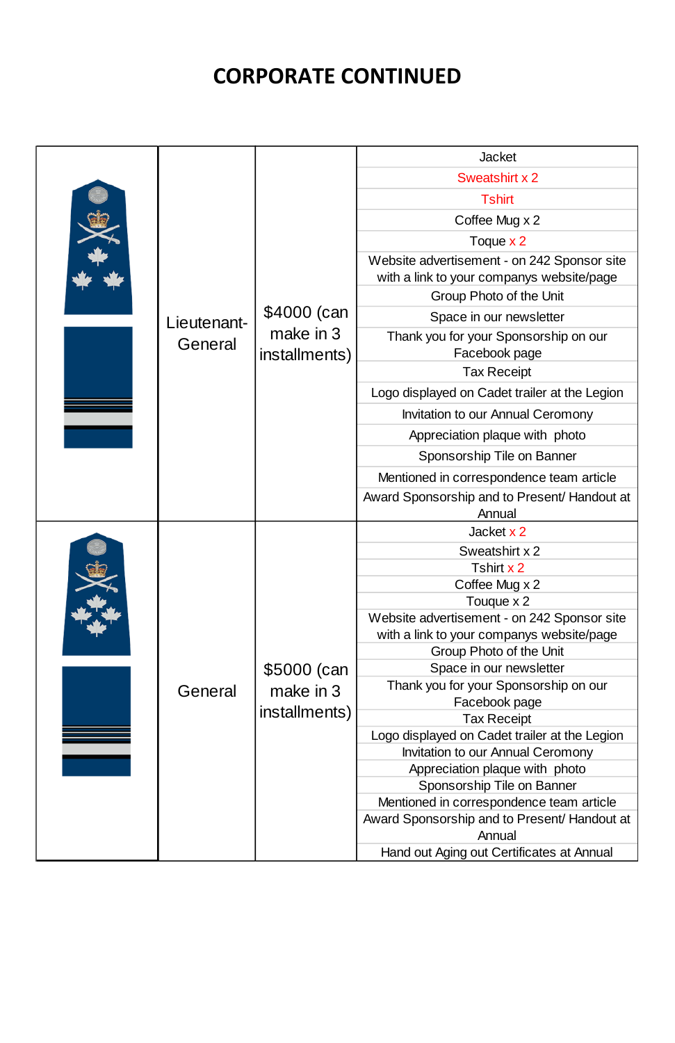# CORPORATE CONTINUED

| | Rank | Price | Benefits |
|---|---|---|---|
| | Lieutenant-General | $4000 (can make in 3 installments) | Jacket |
| | | | Sweatshirt x 2 |
| | | | Tshirt |
| | | | Coffee Mug x 2 |
| | | | Toque x 2 |
| | | | Website advertisement - on 242 Sponsor site with a link to your companys website/page |
| | | | Group Photo of the Unit |
| | | | Space in our newsletter |
| | | | Thank you for your Sponsorship on our Facebook page |
| | | | Tax Receipt |
| | | | Logo displayed on Cadet trailer at the Legion |
| | | | Invitation to our Annual Ceromony |
| | | | Appreciation plaque with photo |
| | | | Sponsorship Tile on Banner |
| | | | Mentioned in correspondence team article |
| | | | Award Sponsorship and to Present/ Handout at Annual |
| | General | $5000 (can make in 3 installments) | Jacket x 2 |
| | | | Sweatshirt x 2 |
| | | | Tshirt x 2 |
| | | | Coffee Mug x 2 |
| | | | Touque x 2 |
| | | | Website advertisement - on 242 Sponsor site with a link to your companys website/page |
| | | | Group Photo of the Unit |
| | | | Space in our newsletter |
| | | | Thank you for your Sponsorship on our Facebook page |
| | | | Tax Receipt |
| | | | Logo displayed on Cadet trailer at the Legion |
| | | | Invitation to our Annual Ceromony |
| | | | Appreciation plaque with photo |
| | | | Sponsorship Tile on Banner |
| | | | Mentioned in correspondence team article |
| | | | Award Sponsorship and to Present/ Handout at Annual |
| | | | Hand out Aging out Certificates at Annual |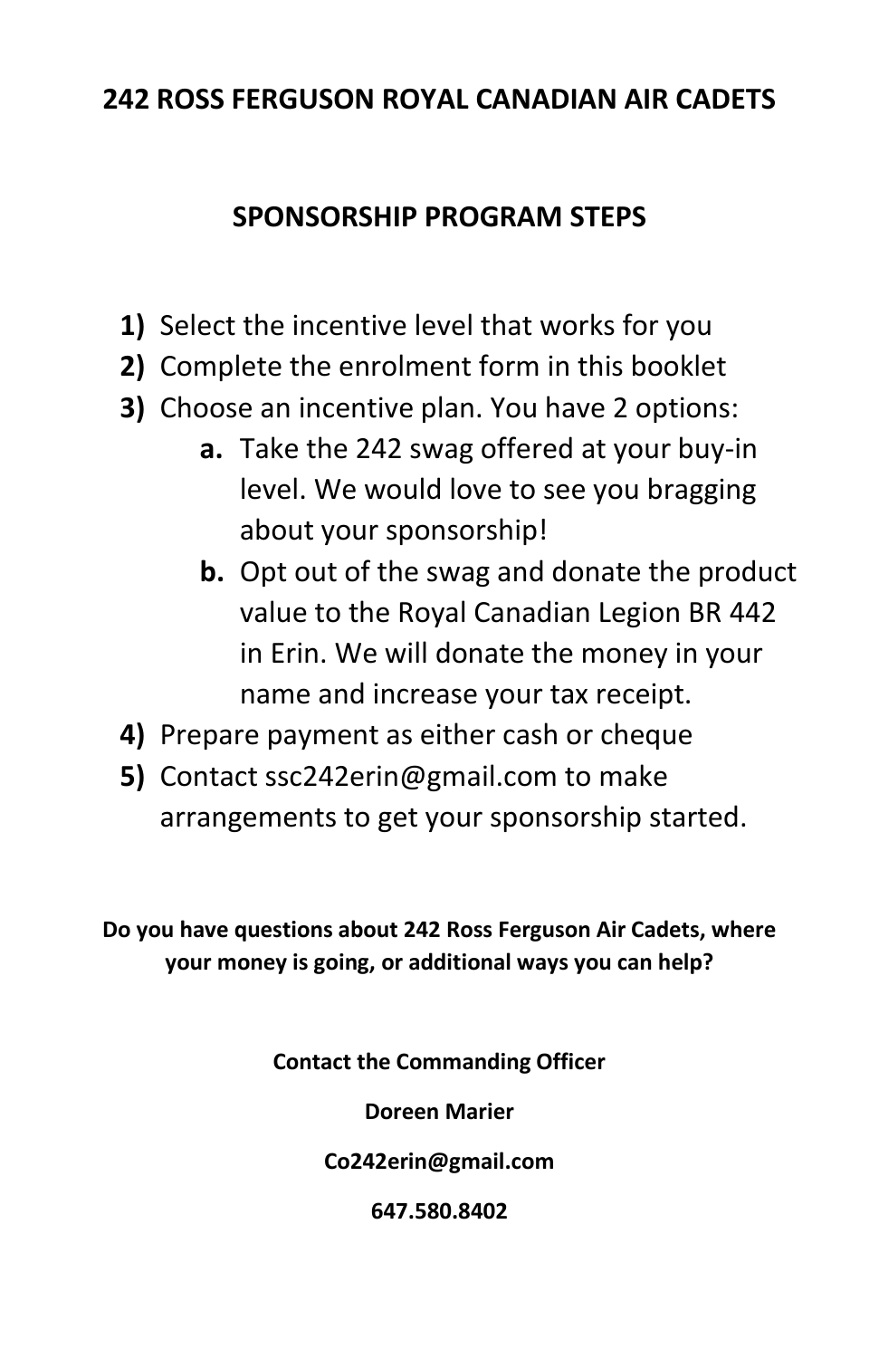# 242 ROSS FERGUSON ROYAL CANADIAN AIR CADETS

## SPONSORSHIP PROGRAM STEPS

1) Select the incentive level that works for you
2) Complete the enrolment form in this booklet
3) Choose an incentive plan. You have 2 options:
   a. Take the 242 swag offered at your buy-in level. We would love to see you bragging about your sponsorship!
   b. Opt out of the swag and donate the product value to the Royal Canadian Legion BR 442 in Erin. We will donate the money in your name and increase your tax receipt.
4) Prepare payment as either cash or cheque
5) Contact ssc242erin@gmail.com to make arrangements to get your sponsorship started.

**Do you have questions about 242 Ross Ferguson Air Cadets, where your money is going, or additional ways you can help?**

**Contact the Commanding Officer**

**Doreen Marier**

**Co242erin@gmail.com**

**647.580.8402**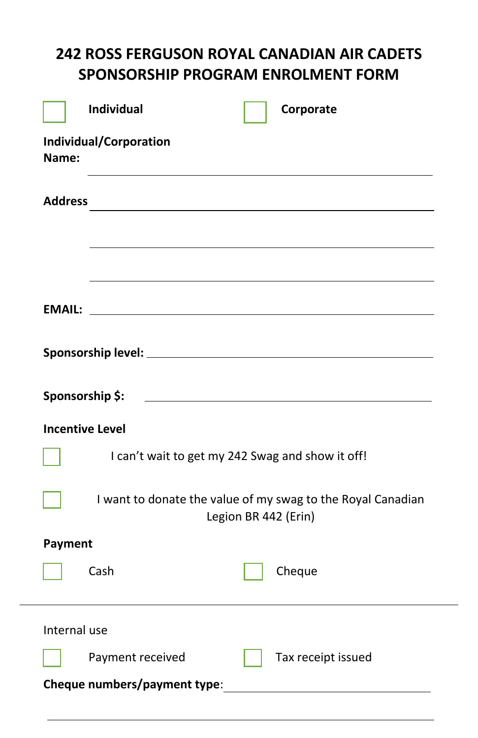# 242 ROSS FERGUSON ROYAL CANADIAN AIR CADETS SPONSORSHIP PROGRAM ENROLMENT FORM

☐ **Individual** ☐ **Corporate**

**Individual/Corporation Name:** ______________________________

**Address** ______________________________

______________________________

______________________________

**EMAIL:** ______________________________

**Sponsorship level:** ______________________________

**Sponsorship $:** ______________________________

**Incentive Level**

☐ I can't wait to get my 242 Swag and show it off!

☐ I want to donate the value of my swag to the Royal Canadian Legion BR 442 (Erin)

**Payment**

☐ Cash ☐ Cheque

---

Internal use

☐ Payment received ☐ Tax receipt issued

**Cheque numbers/payment type**: ______________________________

______________________________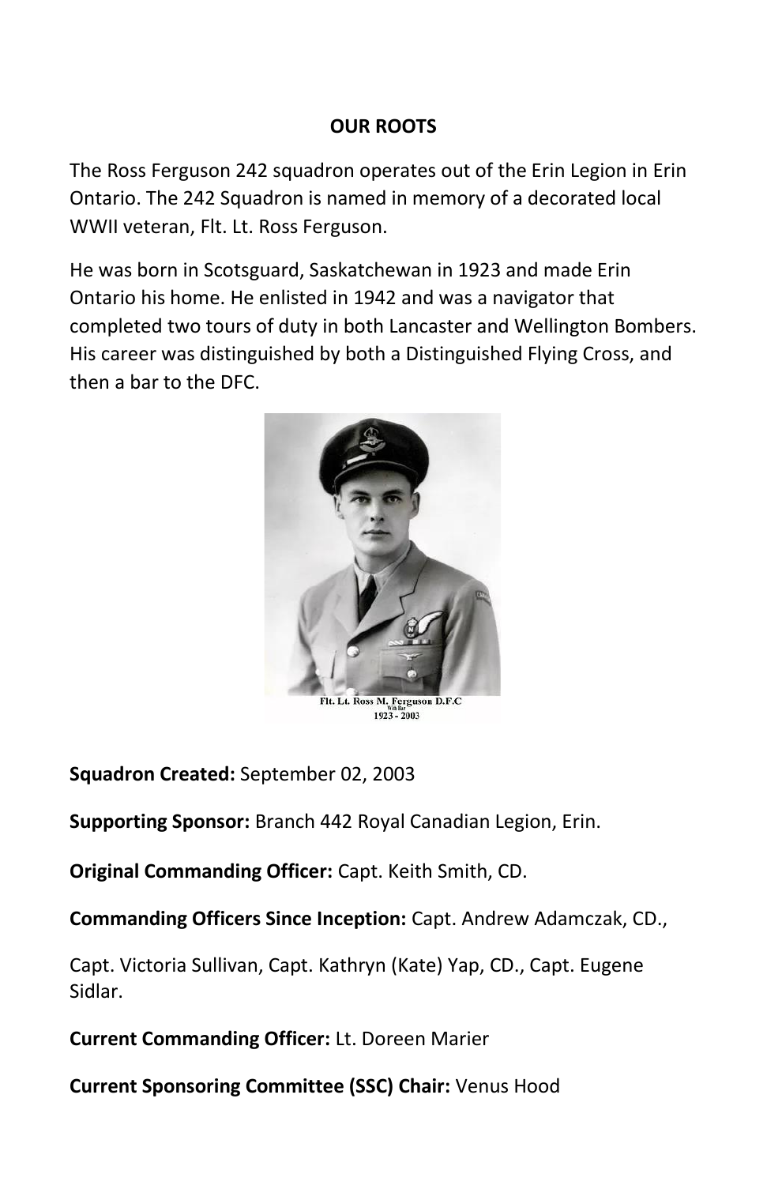## OUR ROOTS

The Ross Ferguson 242 squadron operates out of the Erin Legion in Erin Ontario. The 242 Squadron is named in memory of a decorated local WWII veteran, Flt. Lt. Ross Ferguson.

He was born in Scotsguard, Saskatchewan in 1923 and made Erin Ontario his home. He enlisted in 1942 and was a navigator that completed two tours of duty in both Lancaster and Wellington Bombers. His career was distinguished by both a Distinguished Flying Cross, and then a bar to the DFC.

Flt. Lt. Ross M. Ferguson D.F.C
With Bar
1923 - 2003

**Squadron Created:** September 02, 2003

**Supporting Sponsor:** Branch 442 Royal Canadian Legion, Erin.

**Original Commanding Officer:** Capt. Keith Smith, CD.

**Commanding Officers Since Inception:** Capt. Andrew Adamczak, CD.,

Capt. Victoria Sullivan, Capt. Kathryn (Kate) Yap, CD., Capt. Eugene Sidlar.

**Current Commanding Officer:** Lt. Doreen Marier

**Current Sponsoring Committee (SSC) Chair:** Venus Hood